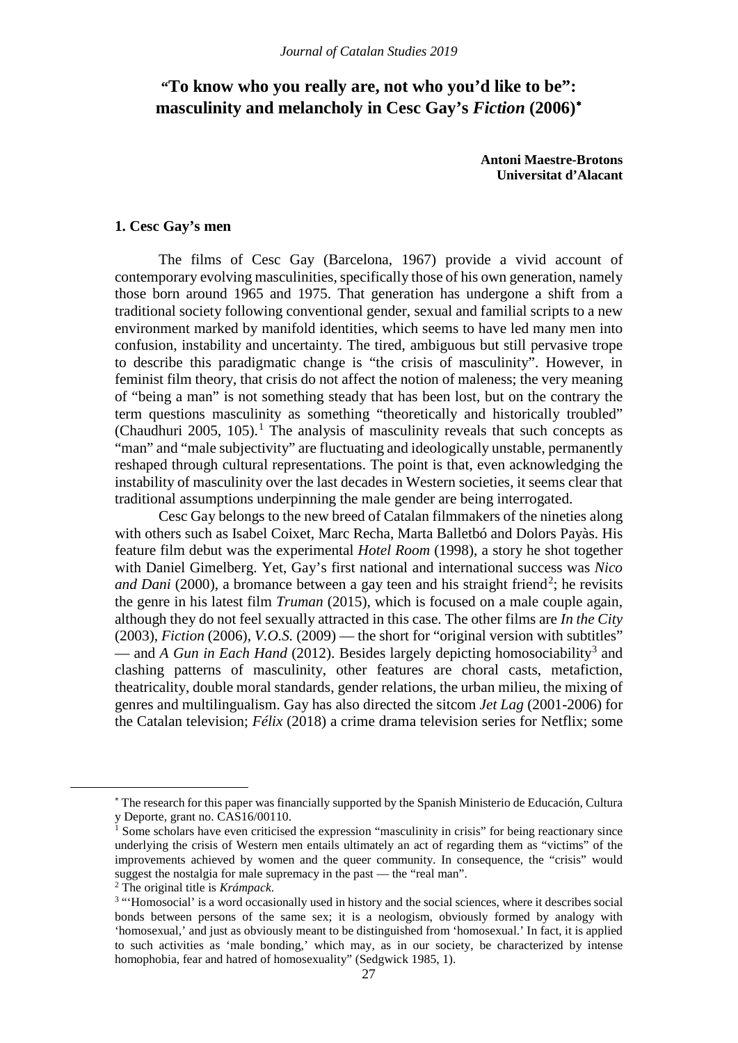# "To know who you really are, not who you'd like to be": masculinity and melancholy in Cesc Gay's *Fiction* (2006)[*]

**Antoni Maestre-Brotons**
**Universitat d'Alacant**

## 1. Cesc Gay's men

The films of Cesc Gay (Barcelona, 1967) provide a vivid account of contemporary evolving masculinities, specifically those of his own generation, namely those born around 1965 and 1975. That generation has undergone a shift from a traditional society following conventional gender, sexual and familial scripts to a new environment marked by manifold identities, which seems to have led many men into confusion, instability and uncertainty. The tired, ambiguous but still pervasive trope to describe this paradigmatic change is "the crisis of masculinity". However, in feminist film theory, that crisis do not affect the notion of maleness; the very meaning of "being a man" is not something steady that has been lost, but on the contrary the term questions masculinity as something "theoretically and historically troubled" (Chaudhuri 2005, 105).[1] The analysis of masculinity reveals that such concepts as "man" and "male subjectivity" are fluctuating and ideologically unstable, permanently reshaped through cultural representations. The point is that, even acknowledging the instability of masculinity over the last decades in Western societies, it seems clear that traditional assumptions underpinning the male gender are being interrogated.

Cesc Gay belongs to the new breed of Catalan filmmakers of the nineties along with others such as Isabel Coixet, Marc Recha, Marta Balletbó and Dolors Payàs. His feature film debut was the experimental *Hotel Room* (1998), a story he shot together with Daniel Gimelberg. Yet, Gay's first national and international success was *Nico and Dani* (2000), a bromance between a gay teen and his straight friend[2]; he revisits the genre in his latest film *Truman* (2015), which is focused on a male couple again, although they do not feel sexually attracted in this case. The other films are *In the City* (2003), *Fiction* (2006), *V.O.S.* (2009) — the short for "original version with subtitles" — and *A Gun in Each Hand* (2012). Besides largely depicting homosociability[3] and clashing patterns of masculinity, other features are choral casts, metafiction, theatricality, double moral standards, gender relations, the urban milieu, the mixing of genres and multilingualism. Gay has also directed the sitcom *Jet Lag* (2001-2006) for the Catalan television; *Félix* (2018) a crime drama television series for Netflix; some

---

[*] The research for this paper was financially supported by the Spanish Ministerio de Educación, Cultura y Deporte, grant no. CAS16/00110.

[1] Some scholars have even criticised the expression "masculinity in crisis" for being reactionary since underlying the crisis of Western men entails ultimately an act of regarding them as "victims" of the improvements achieved by women and the queer community. In consequence, the "crisis" would suggest the nostalgia for male supremacy in the past — the "real man".

[2] The original title is *Krámpack*.

[3] "'Homosocial' is a word occasionally used in history and the social sciences, where it describes social bonds between persons of the same sex; it is a neologism, obviously formed by analogy with 'homosexual,' and just as obviously meant to be distinguished from 'homosexual.' In fact, it is applied to such activities as 'male bonding,' which may, as in our society, be characterized by intense homophobia, fear and hatred of homosexuality" (Sedgwick 1985, 1).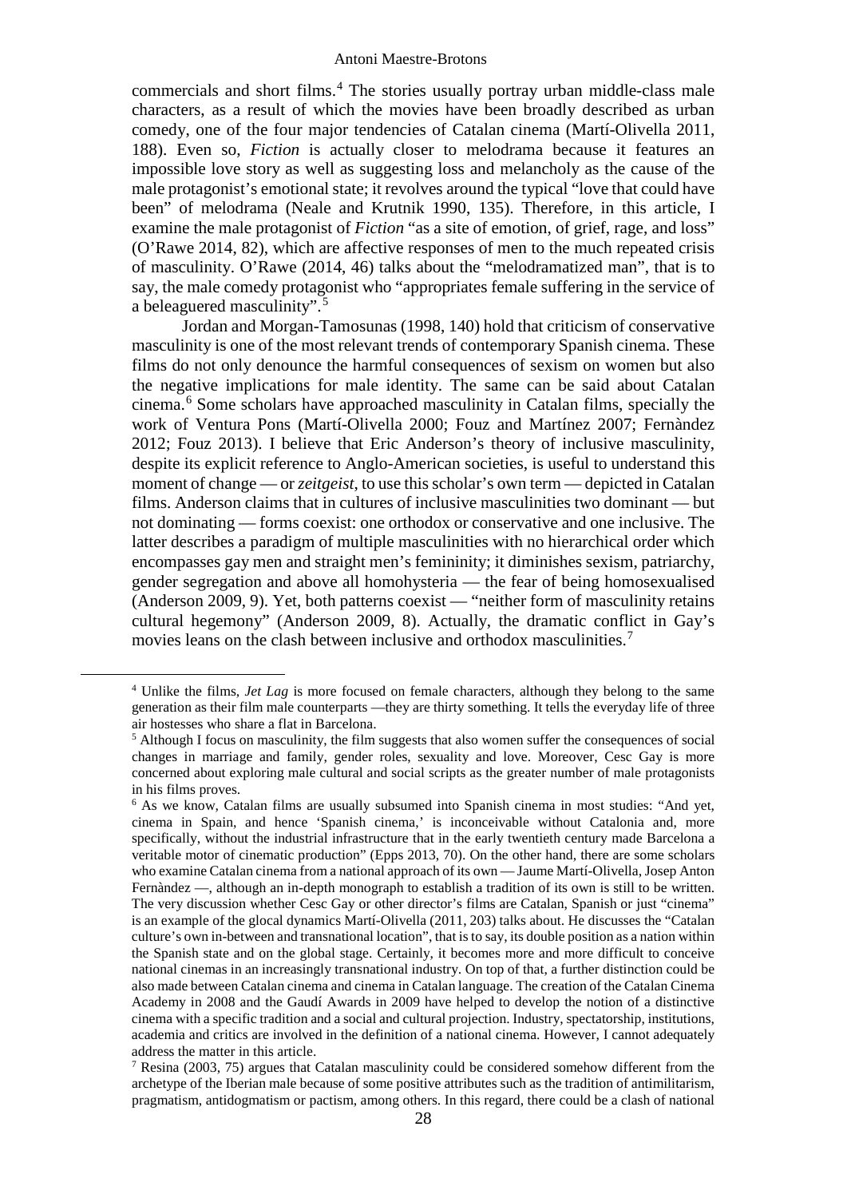commercials and short films.[4] The stories usually portray urban middle-class male characters, as a result of which the movies have been broadly described as urban comedy, one of the four major tendencies of Catalan cinema (Martí-Olivella 2011, 188). Even so, *Fiction* is actually closer to melodrama because it features an impossible love story as well as suggesting loss and melancholy as the cause of the male protagonist's emotional state; it revolves around the typical "love that could have been" of melodrama (Neale and Krutnik 1990, 135). Therefore, in this article, I examine the male protagonist of *Fiction* "as a site of emotion, of grief, rage, and loss" (O'Rawe 2014, 82), which are affective responses of men to the much repeated crisis of masculinity. O'Rawe (2014, 46) talks about the "melodramatized man", that is to say, the male comedy protagonist who "appropriates female suffering in the service of a beleaguered masculinity".[5]

Jordan and Morgan-Tamosunas (1998, 140) hold that criticism of conservative masculinity is one of the most relevant trends of contemporary Spanish cinema. These films do not only denounce the harmful consequences of sexism on women but also the negative implications for male identity. The same can be said about Catalan cinema.[6] Some scholars have approached masculinity in Catalan films, specially the work of Ventura Pons (Martí-Olivella 2000; Fouz and Martínez 2007; Fernàndez 2012; Fouz 2013). I believe that Eric Anderson's theory of inclusive masculinity, despite its explicit reference to Anglo-American societies, is useful to understand this moment of change — or *zeitgeist*, to use this scholar's own term — depicted in Catalan films. Anderson claims that in cultures of inclusive masculinities two dominant — but not dominating — forms coexist: one orthodox or conservative and one inclusive. The latter describes a paradigm of multiple masculinities with no hierarchical order which encompasses gay men and straight men's femininity; it diminishes sexism, patriarchy, gender segregation and above all homohysteria — the fear of being homosexualised (Anderson 2009, 9). Yet, both patterns coexist — "neither form of masculinity retains cultural hegemony" (Anderson 2009, 8). Actually, the dramatic conflict in Gay's movies leans on the clash between inclusive and orthodox masculinities.[7]

---

[4] Unlike the films, *Jet Lag* is more focused on female characters, although they belong to the same generation as their film male counterparts —they are thirty something. It tells the everyday life of three air hostesses who share a flat in Barcelona.

[5] Although I focus on masculinity, the film suggests that also women suffer the consequences of social changes in marriage and family, gender roles, sexuality and love. Moreover, Cesc Gay is more concerned about exploring male cultural and social scripts as the greater number of male protagonists in his films proves.

[6] As we know, Catalan films are usually subsumed into Spanish cinema in most studies: "And yet, cinema in Spain, and hence 'Spanish cinema,' is inconceivable without Catalonia and, more specifically, without the industrial infrastructure that in the early twentieth century made Barcelona a veritable motor of cinematic production" (Epps 2013, 70). On the other hand, there are some scholars who examine Catalan cinema from a national approach of its own — Jaume Martí-Olivella, Josep Anton Fernàndez —, although an in-depth monograph to establish a tradition of its own is still to be written. The very discussion whether Cesc Gay or other director's films are Catalan, Spanish or just "cinema" is an example of the glocal dynamics Martí-Olivella (2011, 203) talks about. He discusses the "Catalan culture's own in-between and transnational location", that is to say, its double position as a nation within the Spanish state and on the global stage. Certainly, it becomes more and more difficult to conceive national cinemas in an increasingly transnational industry. On top of that, a further distinction could be also made between Catalan cinema and cinema in Catalan language. The creation of the Catalan Cinema Academy in 2008 and the Gaudí Awards in 2009 have helped to develop the notion of a distinctive cinema with a specific tradition and a social and cultural projection. Industry, spectatorship, institutions, academia and critics are involved in the definition of a national cinema. However, I cannot adequately address the matter in this article.

[7] Resina (2003, 75) argues that Catalan masculinity could be considered somehow different from the archetype of the Iberian male because of some positive attributes such as the tradition of antimilitarism, pragmatism, antidogmatism or pactism, among others. In this regard, there could be a clash of national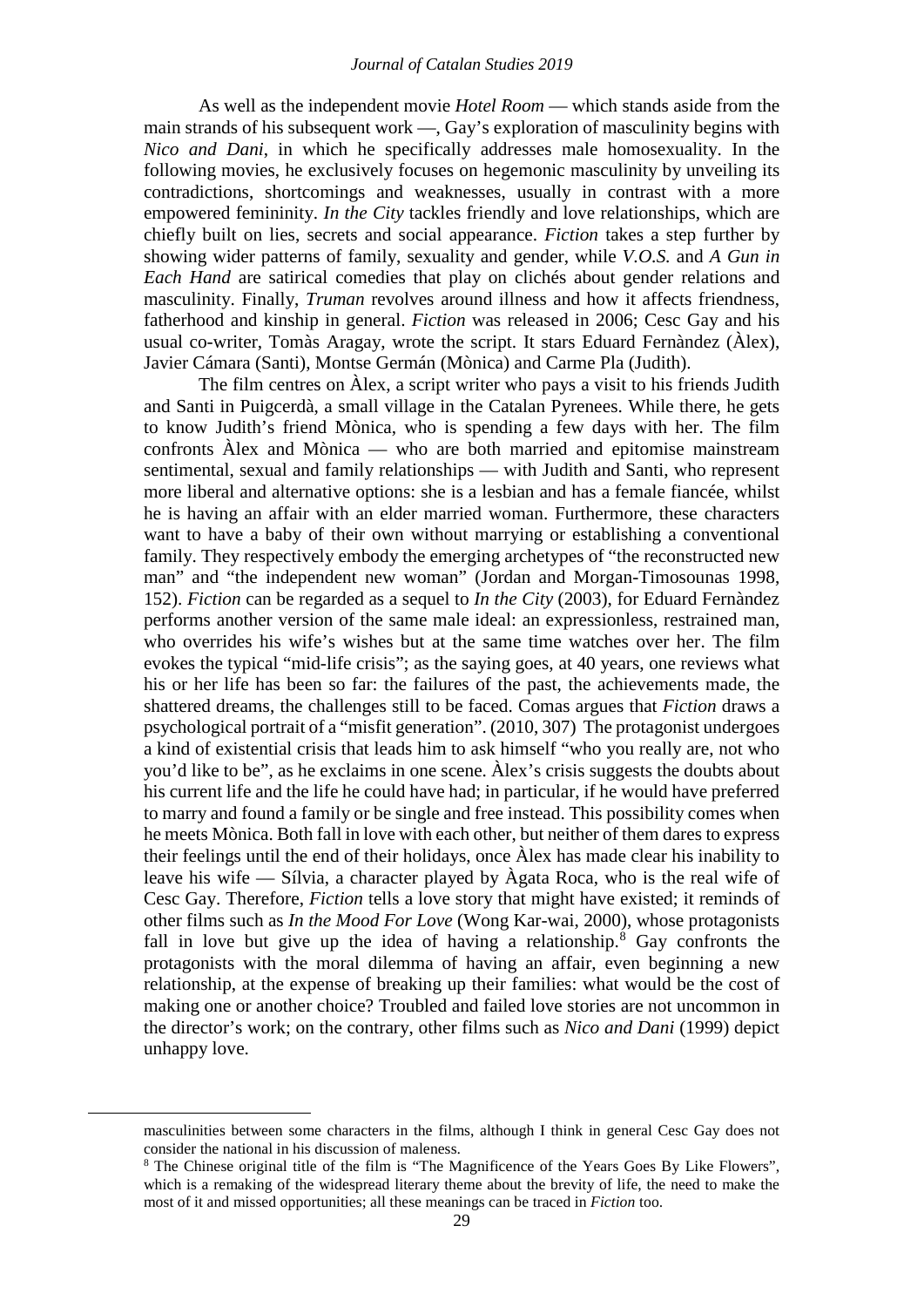As well as the independent movie *Hotel Room* — which stands aside from the main strands of his subsequent work —, Gay's exploration of masculinity begins with *Nico and Dani*, in which he specifically addresses male homosexuality. In the following movies, he exclusively focuses on hegemonic masculinity by unveiling its contradictions, shortcomings and weaknesses, usually in contrast with a more empowered femininity. *In the City* tackles friendly and love relationships, which are chiefly built on lies, secrets and social appearance. *Fiction* takes a step further by showing wider patterns of family, sexuality and gender, while *V.O.S.* and *A Gun in Each Hand* are satirical comedies that play on clichés about gender relations and masculinity. Finally, *Truman* revolves around illness and how it affects friendness, fatherhood and kinship in general. *Fiction* was released in 2006; Cesc Gay and his usual co-writer, Tomàs Aragay, wrote the script. It stars Eduard Fernàndez (Àlex), Javier Cámara (Santi), Montse Germán (Mònica) and Carme Pla (Judith).

The film centres on Àlex, a script writer who pays a visit to his friends Judith and Santi in Puigcerdà, a small village in the Catalan Pyrenees. While there, he gets to know Judith's friend Mònica, who is spending a few days with her. The film confronts Àlex and Mònica — who are both married and epitomise mainstream sentimental, sexual and family relationships — with Judith and Santi, who represent more liberal and alternative options: she is a lesbian and has a female fiancée, whilst he is having an affair with an elder married woman. Furthermore, these characters want to have a baby of their own without marrying or establishing a conventional family. They respectively embody the emerging archetypes of "the reconstructed new man" and "the independent new woman" (Jordan and Morgan-Timosounas 1998, 152). *Fiction* can be regarded as a sequel to *In the City* (2003), for Eduard Fernàndez performs another version of the same male ideal: an expressionless, restrained man, who overrides his wife's wishes but at the same time watches over her. The film evokes the typical "mid-life crisis"; as the saying goes, at 40 years, one reviews what his or her life has been so far: the failures of the past, the achievements made, the shattered dreams, the challenges still to be faced. Comas argues that *Fiction* draws a psychological portrait of a "misfit generation". (2010, 307) The protagonist undergoes a kind of existential crisis that leads him to ask himself "who you really are, not who you'd like to be", as he exclaims in one scene. Àlex's crisis suggests the doubts about his current life and the life he could have had; in particular, if he would have preferred to marry and found a family or be single and free instead. This possibility comes when he meets Mònica. Both fall in love with each other, but neither of them dares to express their feelings until the end of their holidays, once Àlex has made clear his inability to leave his wife — Sílvia, a character played by Àgata Roca, who is the real wife of Cesc Gay. Therefore, *Fiction* tells a love story that might have existed; it reminds of other films such as *In the Mood For Love* (Wong Kar-wai, 2000), whose protagonists fall in love but give up the idea of having a relationship.[8] Gay confronts the protagonists with the moral dilemma of having an affair, even beginning a new relationship, at the expense of breaking up their families: what would be the cost of making one or another choice? Troubled and failed love stories are not uncommon in the director's work; on the contrary, other films such as *Nico and Dani* (1999) depict unhappy love.

---

masculinities between some characters in the films, although I think in general Cesc Gay does not consider the national in his discussion of maleness.

[8] The Chinese original title of the film is "The Magnificence of the Years Goes By Like Flowers", which is a remaking of the widespread literary theme about the brevity of life, the need to make the most of it and missed opportunities; all these meanings can be traced in *Fiction* too.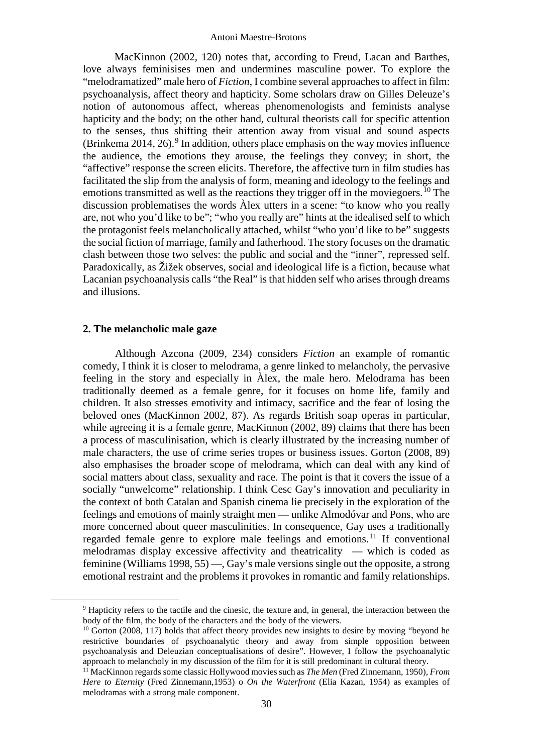MacKinnon (2002, 120) notes that, according to Freud, Lacan and Barthes, love always feminises men and undermines masculine power. To explore the "melodramatized" male hero of *Fiction*, I combine several approaches to affect in film: psychoanalysis, affect theory and hapticity. Some scholars draw on Gilles Deleuze's notion of autonomous affect, whereas phenomenologists and feminists analyse hapticity and the body; on the other hand, cultural theorists call for specific attention to the senses, thus shifting their attention away from visual and sound aspects (Brinkema 2014, 26).[9] In addition, others place emphasis on the way movies influence the audience, the emotions they arouse, the feelings they convey; in short, the "affective" response the screen elicits. Therefore, the affective turn in film studies has facilitated the slip from the analysis of form, meaning and ideology to the feelings and emotions transmitted as well as the reactions they trigger off in the moviegoers.[10] The discussion problematises the words Àlex utters in a scene: "to know who you really are, not who you'd like to be"; "who you really are" hints at the idealised self to which the protagonist feels melancholically attached, whilst "who you'd like to be" suggests the social fiction of marriage, family and fatherhood. The story focuses on the dramatic clash between those two selves: the public and social and the "inner", repressed self. Paradoxically, as Žižek observes, social and ideological life is a fiction, because what Lacanian psychoanalysis calls "the Real" is that hidden self who arises through dreams and illusions.

## 2. The melancholic male gaze

Although Azcona (2009, 234) considers *Fiction* an example of romantic comedy, I think it is closer to melodrama, a genre linked to melancholy, the pervasive feeling in the story and especially in Àlex, the male hero. Melodrama has been traditionally deemed as a female genre, for it focuses on home life, family and children. It also stresses emotivity and intimacy, sacrifice and the fear of losing the beloved ones (MacKinnon 2002, 87). As regards British soap operas in particular, while agreeing it is a female genre, MacKinnon (2002, 89) claims that there has been a process of masculinisation, which is clearly illustrated by the increasing number of male characters, the use of crime series tropes or business issues. Gorton (2008, 89) also emphasises the broader scope of melodrama, which can deal with any kind of social matters about class, sexuality and race. The point is that it covers the issue of a socially "unwelcome" relationship. I think Cesc Gay's innovation and peculiarity in the context of both Catalan and Spanish cinema lie precisely in the exploration of the feelings and emotions of mainly straight men — unlike Almodóvar and Pons, who are more concerned about queer masculinities. In consequence, Gay uses a traditionally regarded female genre to explore male feelings and emotions.[11] If conventional melodramas display excessive affectivity and theatricality — which is coded as feminine (Williams 1998, 55) —, Gay's male versions single out the opposite, a strong emotional restraint and the problems it provokes in romantic and family relationships.

---

[9] Hapticity refers to the tactile and the cinesic, the texture and, in general, the interaction between the body of the film, the body of the characters and the body of the viewers.

[10] Gorton (2008, 117) holds that affect theory provides new insights to desire by moving "beyond he restrictive boundaries of psychoanalytic theory and away from simple opposition between psychoanalysis and Deleuzian conceptualisations of desire". However, I follow the psychoanalytic approach to melancholy in my discussion of the film for it is still predominant in cultural theory.

[11] MacKinnon regards some classic Hollywood movies such as *The Men* (Fred Zinnemann, 1950), *From Here to Eternity* (Fred Zinnemann,1953) o *On the Waterfront* (Elia Kazan, 1954) as examples of melodramas with a strong male component.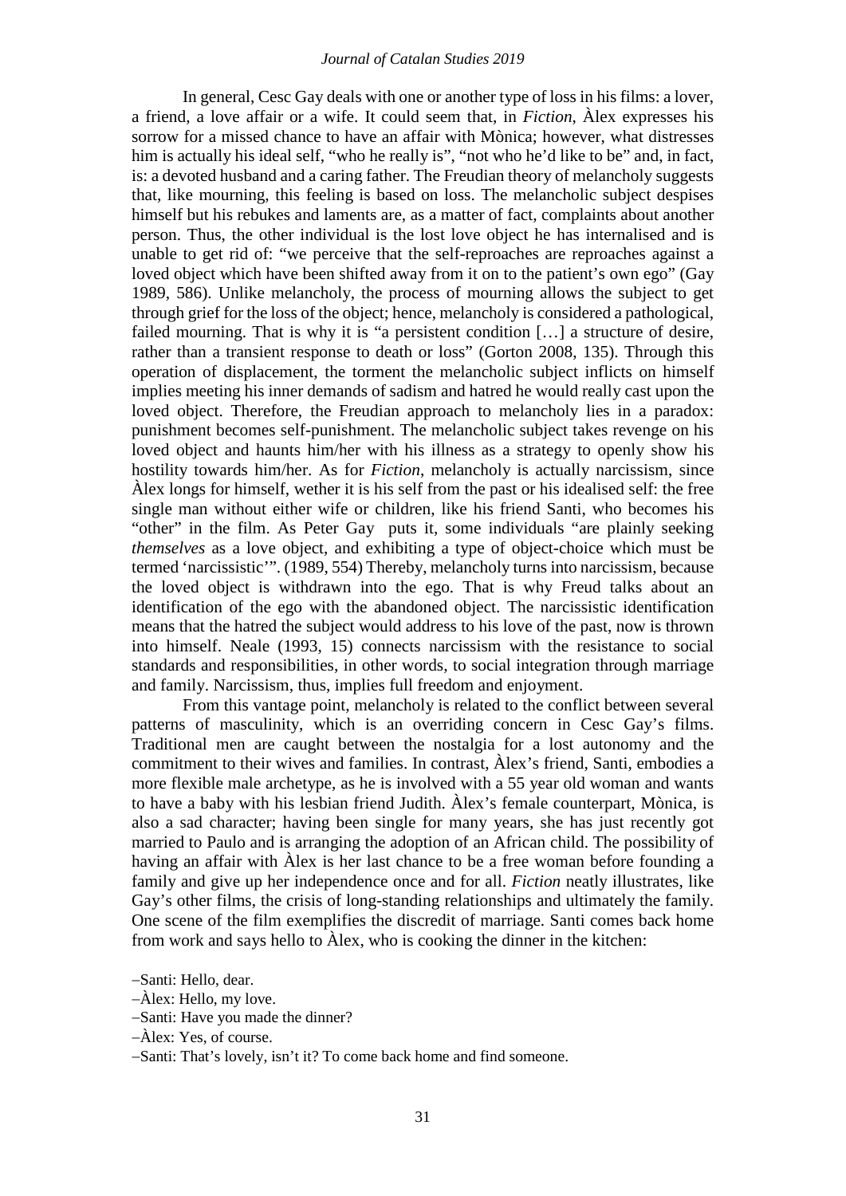In general, Cesc Gay deals with one or another type of loss in his films: a lover, a friend, a love affair or a wife. It could seem that, in *Fiction*, Àlex expresses his sorrow for a missed chance to have an affair with Mònica; however, what distresses him is actually his ideal self, "who he really is", "not who he'd like to be" and, in fact, is: a devoted husband and a caring father. The Freudian theory of melancholy suggests that, like mourning, this feeling is based on loss. The melancholic subject despises himself but his rebukes and laments are, as a matter of fact, complaints about another person. Thus, the other individual is the lost love object he has internalised and is unable to get rid of: "we perceive that the self-reproaches are reproaches against a loved object which have been shifted away from it on to the patient's own ego" (Gay 1989, 586). Unlike melancholy, the process of mourning allows the subject to get through grief for the loss of the object; hence, melancholy is considered a pathological, failed mourning. That is why it is "a persistent condition […] a structure of desire, rather than a transient response to death or loss" (Gorton 2008, 135). Through this operation of displacement, the torment the melancholic subject inflicts on himself implies meeting his inner demands of sadism and hatred he would really cast upon the loved object. Therefore, the Freudian approach to melancholy lies in a paradox: punishment becomes self-punishment. The melancholic subject takes revenge on his loved object and haunts him/her with his illness as a strategy to openly show his hostility towards him/her. As for *Fiction*, melancholy is actually narcissism, since Àlex longs for himself, wether it is his self from the past or his idealised self: the free single man without either wife or children, like his friend Santi, who becomes his "other" in the film. As Peter Gay puts it, some individuals "are plainly seeking *themselves* as a love object, and exhibiting a type of object-choice which must be termed 'narcissistic'". (1989, 554) Thereby, melancholy turns into narcissism, because the loved object is withdrawn into the ego. That is why Freud talks about an identification of the ego with the abandoned object. The narcissistic identification means that the hatred the subject would address to his love of the past, now is thrown into himself. Neale (1993, 15) connects narcissism with the resistance to social standards and responsibilities, in other words, to social integration through marriage and family. Narcissism, thus, implies full freedom and enjoyment.

From this vantage point, melancholy is related to the conflict between several patterns of masculinity, which is an overriding concern in Cesc Gay's films. Traditional men are caught between the nostalgia for a lost autonomy and the commitment to their wives and families. In contrast, Àlex's friend, Santi, embodies a more flexible male archetype, as he is involved with a 55 year old woman and wants to have a baby with his lesbian friend Judith. Àlex's female counterpart, Mònica, is also a sad character; having been single for many years, she has just recently got married to Paulo and is arranging the adoption of an African child. The possibility of having an affair with Àlex is her last chance to be a free woman before founding a family and give up her independence once and for all. *Fiction* neatly illustrates, like Gay's other films, the crisis of long-standing relationships and ultimately the family. One scene of the film exemplifies the discredit of marriage. Santi comes back home from work and says hello to Àlex, who is cooking the dinner in the kitchen:

–Santi: Hello, dear.
–Àlex: Hello, my love.
–Santi: Have you made the dinner?
–Àlex: Yes, of course.
–Santi: That's lovely, isn't it? To come back home and find someone.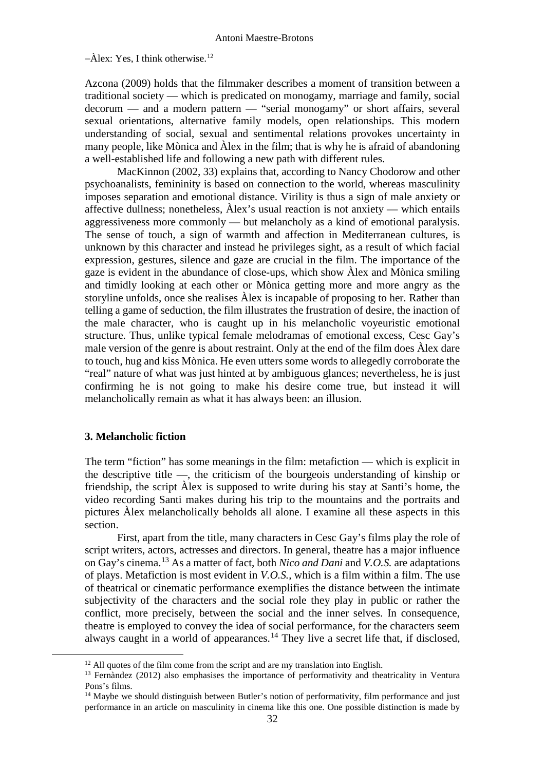–Àlex: Yes, I think otherwise.[12]

Azcona (2009) holds that the filmmaker describes a moment of transition between a traditional society — which is predicated on monogamy, marriage and family, social decorum — and a modern pattern — "serial monogamy" or short affairs, several sexual orientations, alternative family models, open relationships. This modern understanding of social, sexual and sentimental relations provokes uncertainty in many people, like Mònica and Àlex in the film; that is why he is afraid of abandoning a well-established life and following a new path with different rules.

MacKinnon (2002, 33) explains that, according to Nancy Chodorow and other psychoanalists, femininity is based on connection to the world, whereas masculinity imposes separation and emotional distance. Virility is thus a sign of male anxiety or affective dullness; nonetheless, Àlex's usual reaction is not anxiety — which entails aggressiveness more commonly — but melancholy as a kind of emotional paralysis. The sense of touch, a sign of warmth and affection in Mediterranean cultures, is unknown by this character and instead he privileges sight, as a result of which facial expression, gestures, silence and gaze are crucial in the film. The importance of the gaze is evident in the abundance of close-ups, which show Àlex and Mònica smiling and timidly looking at each other or Mònica getting more and more angry as the storyline unfolds, once she realises Àlex is incapable of proposing to her. Rather than telling a game of seduction, the film illustrates the frustration of desire, the inaction of the male character, who is caught up in his melancholic voyeuristic emotional structure. Thus, unlike typical female melodramas of emotional excess, Cesc Gay's male version of the genre is about restraint. Only at the end of the film does Àlex dare to touch, hug and kiss Mònica. He even utters some words to allegedly corroborate the "real" nature of what was just hinted at by ambiguous glances; nevertheless, he is just confirming he is not going to make his desire come true, but instead it will melancholically remain as what it has always been: an illusion.

### 3. Melancholic fiction

The term "fiction" has some meanings in the film: metafiction — which is explicit in the descriptive title —, the criticism of the bourgeois understanding of kinship or friendship, the script Àlex is supposed to write during his stay at Santi's home, the video recording Santi makes during his trip to the mountains and the portraits and pictures Àlex melancholically beholds all alone. I examine all these aspects in this section.

First, apart from the title, many characters in Cesc Gay's films play the role of script writers, actors, actresses and directors. In general, theatre has a major influence on Gay's cinema.[13] As a matter of fact, both *Nico and Dani* and *V.O.S.* are adaptations of plays. Metafiction is most evident in *V.O.S.*, which is a film within a film. The use of theatrical or cinematic performance exemplifies the distance between the intimate subjectivity of the characters and the social role they play in public or rather the conflict, more precisely, between the social and the inner selves. In consequence, theatre is employed to convey the idea of social performance, for the characters seem always caught in a world of appearances.[14] They live a secret life that, if disclosed,

[12] All quotes of the film come from the script and are my translation into English.

[13] Fernàndez (2012) also emphasises the importance of performativity and theatricality in Ventura Pons's films.

[14] Maybe we should distinguish between Butler's notion of performativity, film performance and just performance in an article on masculinity in cinema like this one. One possible distinction is made by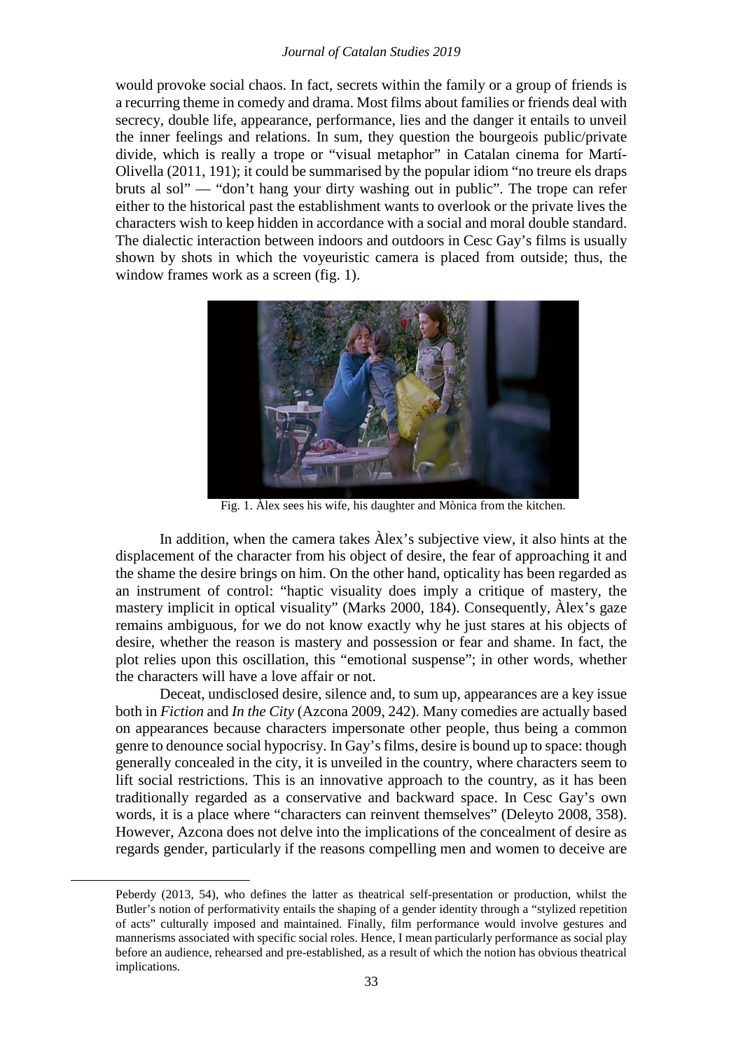would provoke social chaos. In fact, secrets within the family or a group of friends is a recurring theme in comedy and drama. Most films about families or friends deal with secrecy, double life, appearance, performance, lies and the danger it entails to unveil the inner feelings and relations. In sum, they question the bourgeois public/private divide, which is really a trope or "visual metaphor" in Catalan cinema for Martí-Olivella (2011, 191); it could be summarised by the popular idiom "no treure els draps bruts al sol" — "don't hang your dirty washing out in public". The trope can refer either to the historical past the establishment wants to overlook or the private lives the characters wish to keep hidden in accordance with a social and moral double standard. The dialectic interaction between indoors and outdoors in Cesc Gay's films is usually shown by shots in which the voyeuristic camera is placed from outside; thus, the window frames work as a screen (fig. 1).

Fig. 1. Àlex sees his wife, his daughter and Mònica from the kitchen.

In addition, when the camera takes Àlex's subjective view, it also hints at the displacement of the character from his object of desire, the fear of approaching it and the shame the desire brings on him. On the other hand, opticality has been regarded as an instrument of control: "haptic visuality does imply a critique of mastery, the mastery implicit in optical visuality" (Marks 2000, 184). Consequently, Àlex's gaze remains ambiguous, for we do not know exactly why he just stares at his objects of desire, whether the reason is mastery and possession or fear and shame. In fact, the plot relies upon this oscillation, this "emotional suspense"; in other words, whether the characters will have a love affair or not.

Deceat, undisclosed desire, silence and, to sum up, appearances are a key issue both in *Fiction* and *In the City* (Azcona 2009, 242). Many comedies are actually based on appearances because characters impersonate other people, thus being a common genre to denounce social hypocrisy. In Gay's films, desire is bound up to space: though generally concealed in the city, it is unveiled in the country, where characters seem to lift social restrictions. This is an innovative approach to the country, as it has been traditionally regarded as a conservative and backward space. In Cesc Gay's own words, it is a place where "characters can reinvent themselves" (Deleyto 2008, 358). However, Azcona does not delve into the implications of the concealment of desire as regards gender, particularly if the reasons compelling men and women to deceive are

---

Peberdy (2013, 54), who defines the latter as theatrical self-presentation or production, whilst the Butler's notion of performativity entails the shaping of a gender identity through a "stylized repetition of acts" culturally imposed and maintained. Finally, film performance would involve gestures and mannerisms associated with specific social roles. Hence, I mean particularly performance as social play before an audience, rehearsed and pre-established, as a result of which the notion has obvious theatrical implications.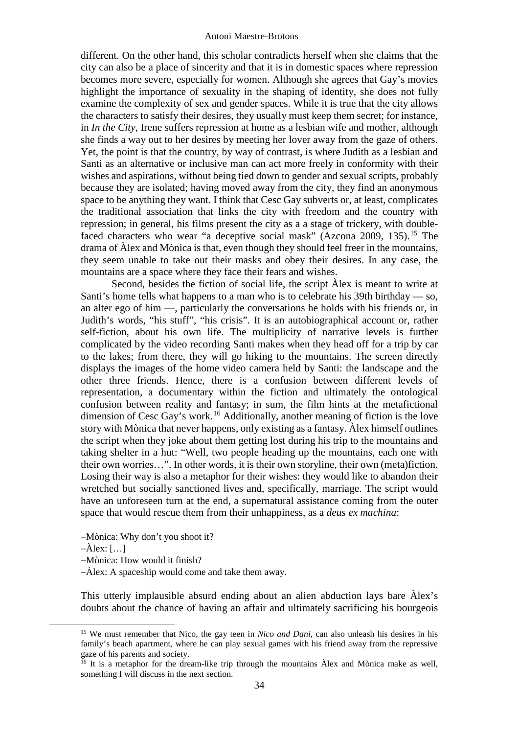different. On the other hand, this scholar contradicts herself when she claims that the city can also be a place of sincerity and that it is in domestic spaces where repression becomes more severe, especially for women. Although she agrees that Gay's movies highlight the importance of sexuality in the shaping of identity, she does not fully examine the complexity of sex and gender spaces. While it is true that the city allows the characters to satisfy their desires, they usually must keep them secret; for instance, in *In the City*, Irene suffers repression at home as a lesbian wife and mother, although she finds a way out to her desires by meeting her lover away from the gaze of others. Yet, the point is that the country, by way of contrast, is where Judith as a lesbian and Santi as an alternative or inclusive man can act more freely in conformity with their wishes and aspirations, without being tied down to gender and sexual scripts, probably because they are isolated; having moved away from the city, they find an anonymous space to be anything they want. I think that Cesc Gay subverts or, at least, complicates the traditional association that links the city with freedom and the country with repression; in general, his films present the city as a a stage of trickery, with double-faced characters who wear "a deceptive social mask" (Azcona 2009, 135).[15] The drama of Àlex and Mònica is that, even though they should feel freer in the mountains, they seem unable to take out their masks and obey their desires. In any case, the mountains are a space where they face their fears and wishes.

Second, besides the fiction of social life, the script Àlex is meant to write at Santi's home tells what happens to a man who is to celebrate his 39th birthday — so, an alter ego of him —, particularly the conversations he holds with his friends or, in Judith's words, "his stuff", "his crisis". It is an autobiographical account or, rather self-fiction, about his own life. The multiplicity of narrative levels is further complicated by the video recording Santi makes when they head off for a trip by car to the lakes; from there, they will go hiking to the mountains. The screen directly displays the images of the home video camera held by Santi: the landscape and the other three friends. Hence, there is a confusion between different levels of representation, a documentary within the fiction and ultimately the ontological confusion between reality and fantasy; in sum, the film hints at the metafictional dimension of Cesc Gay's work.[16] Additionally, another meaning of fiction is the love story with Mònica that never happens, only existing as a fantasy. Àlex himself outlines the script when they joke about them getting lost during his trip to the mountains and taking shelter in a hut: "Well, two people heading up the mountains, each one with their own worries…". In other words, it is their own storyline, their own (meta)fiction. Losing their way is also a metaphor for their wishes: they would like to abandon their wretched but socially sanctioned lives and, specifically, marriage. The script would have an unforeseen turn at the end, a supernatural assistance coming from the outer space that would rescue them from their unhappiness, as a *deus ex machina*:

–Mònica: Why don't you shoot it?
–Àlex: […]
–Mònica: How would it finish?
–Àlex: A spaceship would come and take them away.

This utterly implausible absurd ending about an alien abduction lays bare Àlex's doubts about the chance of having an affair and ultimately sacrificing his bourgeois

[15] We must remember that Nico, the gay teen in *Nico and Dani*, can also unleash his desires in his family's beach apartment, where he can play sexual games with his friend away from the repressive gaze of his parents and society.

[16] It is a metaphor for the dream-like trip through the mountains Àlex and Mònica make as well, something I will discuss in the next section.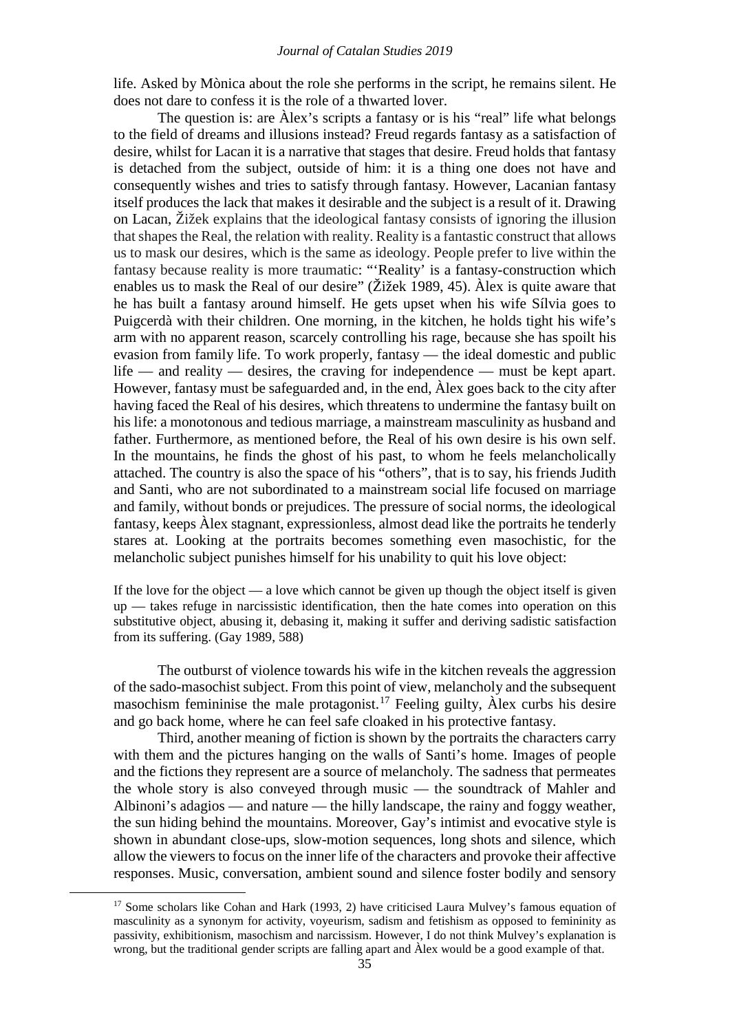life. Asked by Mònica about the role she performs in the script, he remains silent. He does not dare to confess it is the role of a thwarted lover.

The question is: are Àlex's scripts a fantasy or is his "real" life what belongs to the field of dreams and illusions instead? Freud regards fantasy as a satisfaction of desire, whilst for Lacan it is a narrative that stages that desire. Freud holds that fantasy is detached from the subject, outside of him: it is a thing one does not have and consequently wishes and tries to satisfy through fantasy. However, Lacanian fantasy itself produces the lack that makes it desirable and the subject is a result of it. Drawing on Lacan, Žižek explains that the ideological fantasy consists of ignoring the illusion that shapes the Real, the relation with reality. Reality is a fantastic construct that allows us to mask our desires, which is the same as ideology. People prefer to live within the fantasy because reality is more traumatic: "'Reality' is a fantasy-construction which enables us to mask the Real of our desire" (Žižek 1989, 45). Àlex is quite aware that he has built a fantasy around himself. He gets upset when his wife Sílvia goes to Puigcerdà with their children. One morning, in the kitchen, he holds tight his wife's arm with no apparent reason, scarcely controlling his rage, because she has spoilt his evasion from family life. To work properly, fantasy — the ideal domestic and public life — and reality — desires, the craving for independence — must be kept apart. However, fantasy must be safeguarded and, in the end, Àlex goes back to the city after having faced the Real of his desires, which threatens to undermine the fantasy built on his life: a monotonous and tedious marriage, a mainstream masculinity as husband and father. Furthermore, as mentioned before, the Real of his own desire is his own self. In the mountains, he finds the ghost of his past, to whom he feels melancholically attached. The country is also the space of his "others", that is to say, his friends Judith and Santi, who are not subordinated to a mainstream social life focused on marriage and family, without bonds or prejudices. The pressure of social norms, the ideological fantasy, keeps Àlex stagnant, expressionless, almost dead like the portraits he tenderly stares at. Looking at the portraits becomes something even masochistic, for the melancholic subject punishes himself for his unability to quit his love object:

> If the love for the object — a love which cannot be given up though the object itself is given up — takes refuge in narcissistic identification, then the hate comes into operation on this substitutive object, abusing it, debasing it, making it suffer and deriving sadistic satisfaction from its suffering. (Gay 1989, 588)

The outburst of violence towards his wife in the kitchen reveals the aggression of the sado-masochist subject. From this point of view, melancholy and the subsequent masochism femininise the male protagonist.[17] Feeling guilty, Àlex curbs his desire and go back home, where he can feel safe cloaked in his protective fantasy.

Third, another meaning of fiction is shown by the portraits the characters carry with them and the pictures hanging on the walls of Santi's home. Images of people and the fictions they represent are a source of melancholy. The sadness that permeates the whole story is also conveyed through music — the soundtrack of Mahler and Albinoni's adagios — and nature — the hilly landscape, the rainy and foggy weather, the sun hiding behind the mountains. Moreover, Gay's intimist and evocative style is shown in abundant close-ups, slow-motion sequences, long shots and silence, which allow the viewers to focus on the inner life of the characters and provoke their affective responses. Music, conversation, ambient sound and silence foster bodily and sensory

[17] Some scholars like Cohan and Hark (1993, 2) have criticised Laura Mulvey's famous equation of masculinity as a synonym for activity, voyeurism, sadism and fetishism as opposed to femininity as passivity, exhibitionism, masochism and narcissism. However, I do not think Mulvey's explanation is wrong, but the traditional gender scripts are falling apart and Àlex would be a good example of that.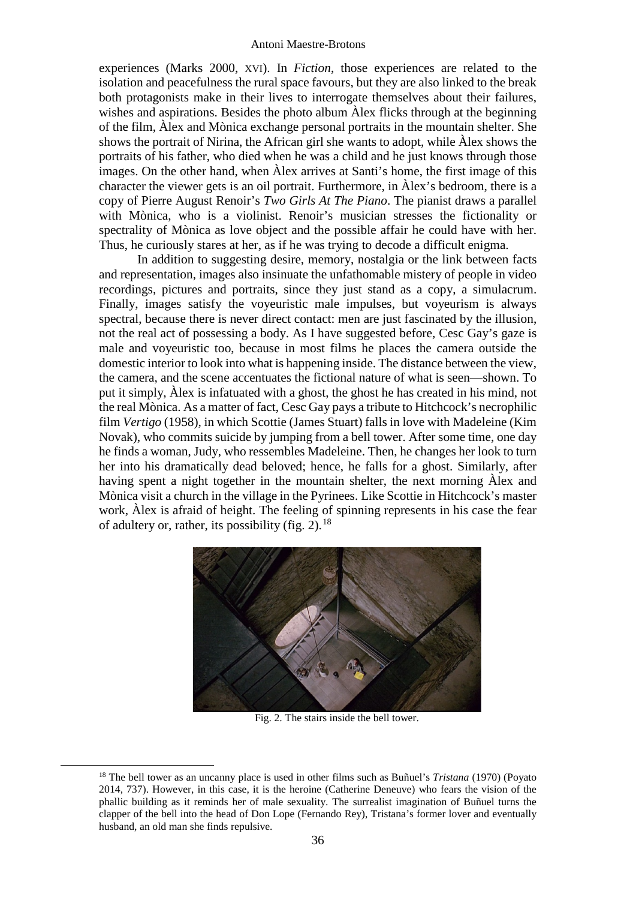experiences (Marks 2000, XVI). In *Fiction*, those experiences are related to the isolation and peacefulness the rural space favours, but they are also linked to the break both protagonists make in their lives to interrogate themselves about their failures, wishes and aspirations. Besides the photo album Àlex flicks through at the beginning of the film, Àlex and Mònica exchange personal portraits in the mountain shelter. She shows the portrait of Nirina, the African girl she wants to adopt, while Àlex shows the portraits of his father, who died when he was a child and he just knows through those images. On the other hand, when Àlex arrives at Santi's home, the first image of this character the viewer gets is an oil portrait. Furthermore, in Àlex's bedroom, there is a copy of Pierre August Renoir's *Two Girls At The Piano*. The pianist draws a parallel with Mònica, who is a violinist. Renoir's musician stresses the fictionality or spectrality of Mònica as love object and the possible affair he could have with her. Thus, he curiously stares at her, as if he was trying to decode a difficult enigma.

In addition to suggesting desire, memory, nostalgia or the link between facts and representation, images also insinuate the unfathomable mistery of people in video recordings, pictures and portraits, since they just stand as a copy, a simulacrum. Finally, images satisfy the voyeuristic male impulses, but voyeurism is always spectral, because there is never direct contact: men are just fascinated by the illusion, not the real act of possessing a body. As I have suggested before, Cesc Gay's gaze is male and voyeuristic too, because in most films he places the camera outside the domestic interior to look into what is happening inside. The distance between the view, the camera, and the scene accentuates the fictional nature of what is seen—shown. To put it simply, Àlex is infatuated with a ghost, the ghost he has created in his mind, not the real Mònica. As a matter of fact, Cesc Gay pays a tribute to Hitchcock's necrophilic film *Vertigo* (1958), in which Scottie (James Stuart) falls in love with Madeleine (Kim Novak), who commits suicide by jumping from a bell tower. After some time, one day he finds a woman, Judy, who ressembles Madeleine. Then, he changes her look to turn her into his dramatically dead beloved; hence, he falls for a ghost. Similarly, after having spent a night together in the mountain shelter, the next morning Àlex and Mònica visit a church in the village in the Pyrinees. Like Scottie in Hitchcock's master work, Àlex is afraid of height. The feeling of spinning represents in his case the fear of adultery or, rather, its possibility (fig. 2).[18]

Fig. 2. The stairs inside the bell tower.

[18] The bell tower as an uncanny place is used in other films such as Buñuel's *Tristana* (1970) (Poyato 2014, 737). However, in this case, it is the heroine (Catherine Deneuve) who fears the vision of the phallic building as it reminds her of male sexuality. The surrealist imagination of Buñuel turns the clapper of the bell into the head of Don Lope (Fernando Rey), Tristana's former lover and eventually husband, an old man she finds repulsive.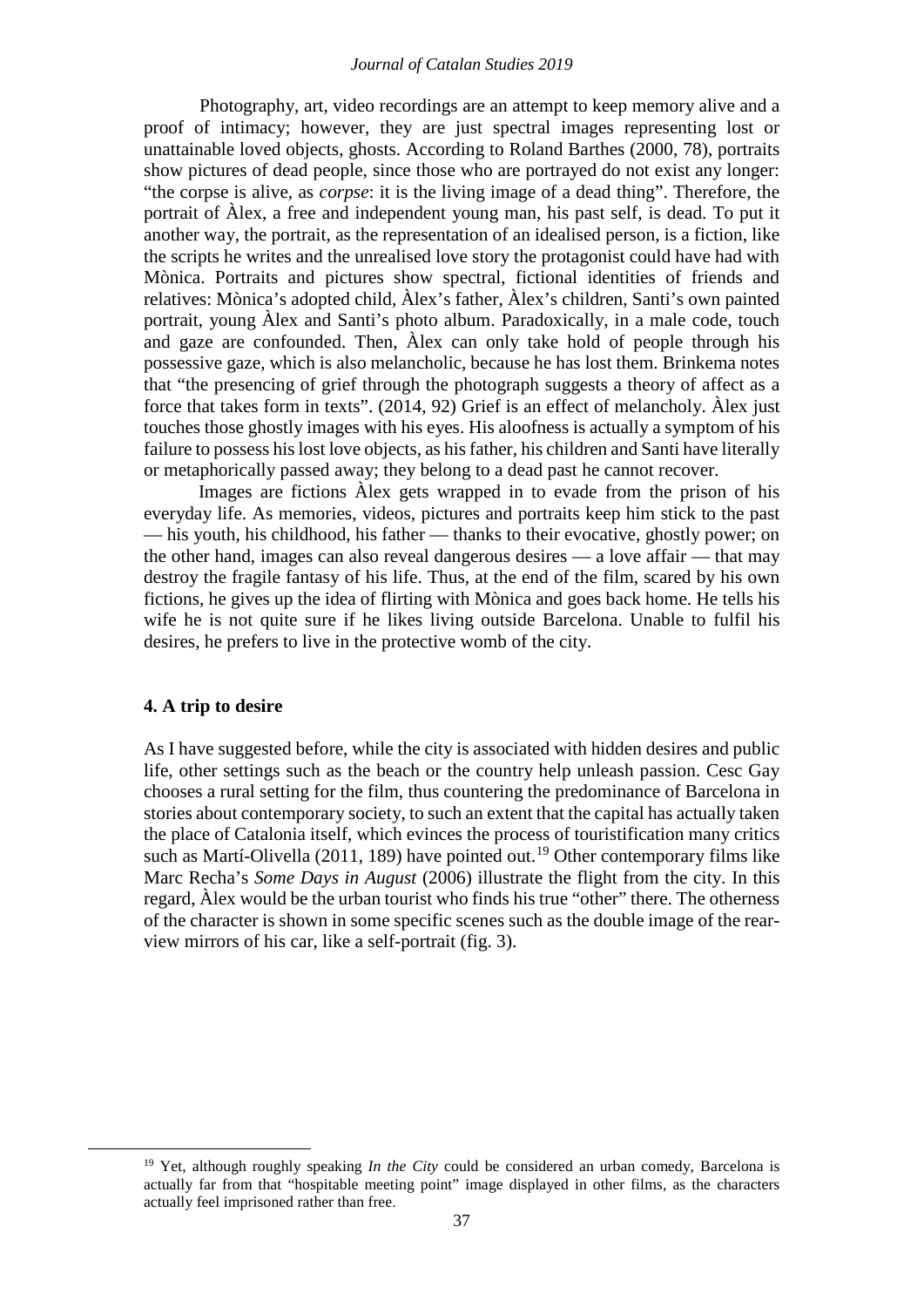Photography, art, video recordings are an attempt to keep memory alive and a proof of intimacy; however, they are just spectral images representing lost or unattainable loved objects, ghosts. According to Roland Barthes (2000, 78), portraits show pictures of dead people, since those who are portrayed do not exist any longer: "the corpse is alive, as *corpse*: it is the living image of a dead thing". Therefore, the portrait of Àlex, a free and independent young man, his past self, is dead. To put it another way, the portrait, as the representation of an idealised person, is a fiction, like the scripts he writes and the unrealised love story the protagonist could have had with Mònica. Portraits and pictures show spectral, fictional identities of friends and relatives: Mònica's adopted child, Àlex's father, Àlex's children, Santi's own painted portrait, young Àlex and Santi's photo album. Paradoxically, in a male code, touch and gaze are confounded. Then, Àlex can only take hold of people through his possessive gaze, which is also melancholic, because he has lost them. Brinkema notes that "the presencing of grief through the photograph suggests a theory of affect as a force that takes form in texts". (2014, 92) Grief is an effect of melancholy. Àlex just touches those ghostly images with his eyes. His aloofness is actually a symptom of his failure to possess his lost love objects, as his father, his children and Santi have literally or metaphorically passed away; they belong to a dead past he cannot recover.

Images are fictions Àlex gets wrapped in to evade from the prison of his everyday life. As memories, videos, pictures and portraits keep him stick to the past — his youth, his childhood, his father — thanks to their evocative, ghostly power; on the other hand, images can also reveal dangerous desires — a love affair — that may destroy the fragile fantasy of his life. Thus, at the end of the film, scared by his own fictions, he gives up the idea of flirting with Mònica and goes back home. He tells his wife he is not quite sure if he likes living outside Barcelona. Unable to fulfil his desires, he prefers to live in the protective womb of the city.

## 4. A trip to desire

As I have suggested before, while the city is associated with hidden desires and public life, other settings such as the beach or the country help unleash passion. Cesc Gay chooses a rural setting for the film, thus countering the predominance of Barcelona in stories about contemporary society, to such an extent that the capital has actually taken the place of Catalonia itself, which evinces the process of touristification many critics such as Martí-Olivella (2011, 189) have pointed out.[19] Other contemporary films like Marc Recha's *Some Days in August* (2006) illustrate the flight from the city. In this regard, Àlex would be the urban tourist who finds his true "other" there. The otherness of the character is shown in some specific scenes such as the double image of the rear-view mirrors of his car, like a self-portrait (fig. 3).

---

[19] Yet, although roughly speaking *In the City* could be considered an urban comedy, Barcelona is actually far from that "hospitable meeting point" image displayed in other films, as the characters actually feel imprisoned rather than free.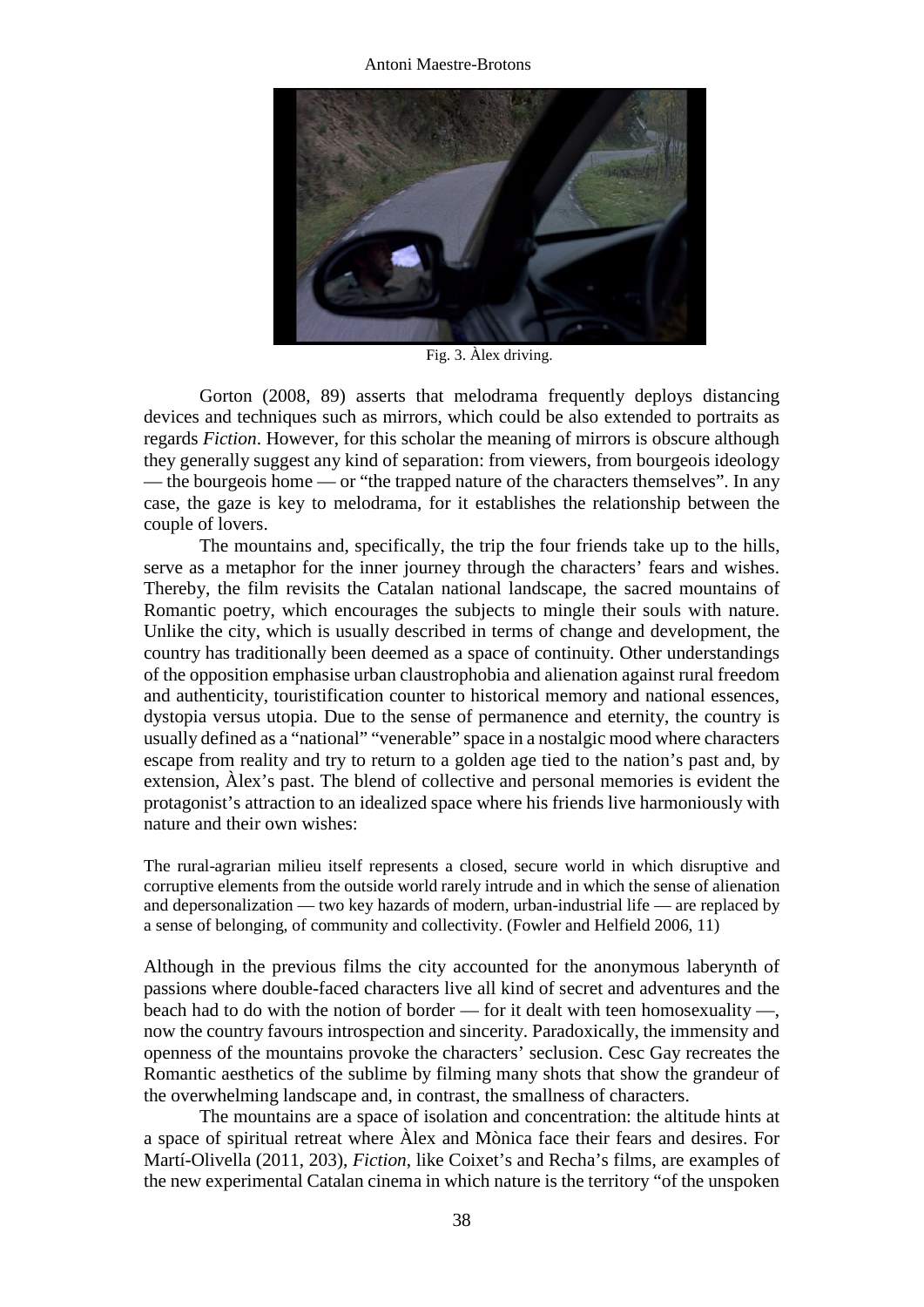Fig. 3. Àlex driving.

Gorton (2008, 89) asserts that melodrama frequently deploys distancing devices and techniques such as mirrors, which could be also extended to portraits as regards *Fiction*. However, for this scholar the meaning of mirrors is obscure although they generally suggest any kind of separation: from viewers, from bourgeois ideology — the bourgeois home — or "the trapped nature of the characters themselves". In any case, the gaze is key to melodrama, for it establishes the relationship between the couple of lovers.

The mountains and, specifically, the trip the four friends take up to the hills, serve as a metaphor for the inner journey through the characters' fears and wishes. Thereby, the film revisits the Catalan national landscape, the sacred mountains of Romantic poetry, which encourages the subjects to mingle their souls with nature. Unlike the city, which is usually described in terms of change and development, the country has traditionally been deemed as a space of continuity. Other understandings of the opposition emphasise urban claustrophobia and alienation against rural freedom and authenticity, touristification counter to historical memory and national essences, dystopia versus utopia. Due to the sense of permanence and eternity, the country is usually defined as a "national" "venerable" space in a nostalgic mood where characters escape from reality and try to return to a golden age tied to the nation's past and, by extension, Àlex's past. The blend of collective and personal memories is evident the protagonist's attraction to an idealized space where his friends live harmoniously with nature and their own wishes:

> The rural-agrarian milieu itself represents a closed, secure world in which disruptive and corruptive elements from the outside world rarely intrude and in which the sense of alienation and depersonalization — two key hazards of modern, urban-industrial life — are replaced by a sense of belonging, of community and collectivity. (Fowler and Helfield 2006, 11)

Although in the previous films the city accounted for the anonymous laberynth of passions where double-faced characters live all kind of secret and adventures and the beach had to do with the notion of border — for it dealt with teen homosexuality —, now the country favours introspection and sincerity. Paradoxically, the immensity and openness of the mountains provoke the characters' seclusion. Cesc Gay recreates the Romantic aesthetics of the sublime by filming many shots that show the grandeur of the overwhelming landscape and, in contrast, the smallness of characters.

The mountains are a space of isolation and concentration: the altitude hints at a space of spiritual retreat where Àlex and Mònica face their fears and desires. For Martí-Olivella (2011, 203), *Fiction*, like Coixet's and Recha's films, are examples of the new experimental Catalan cinema in which nature is the territory "of the unspoken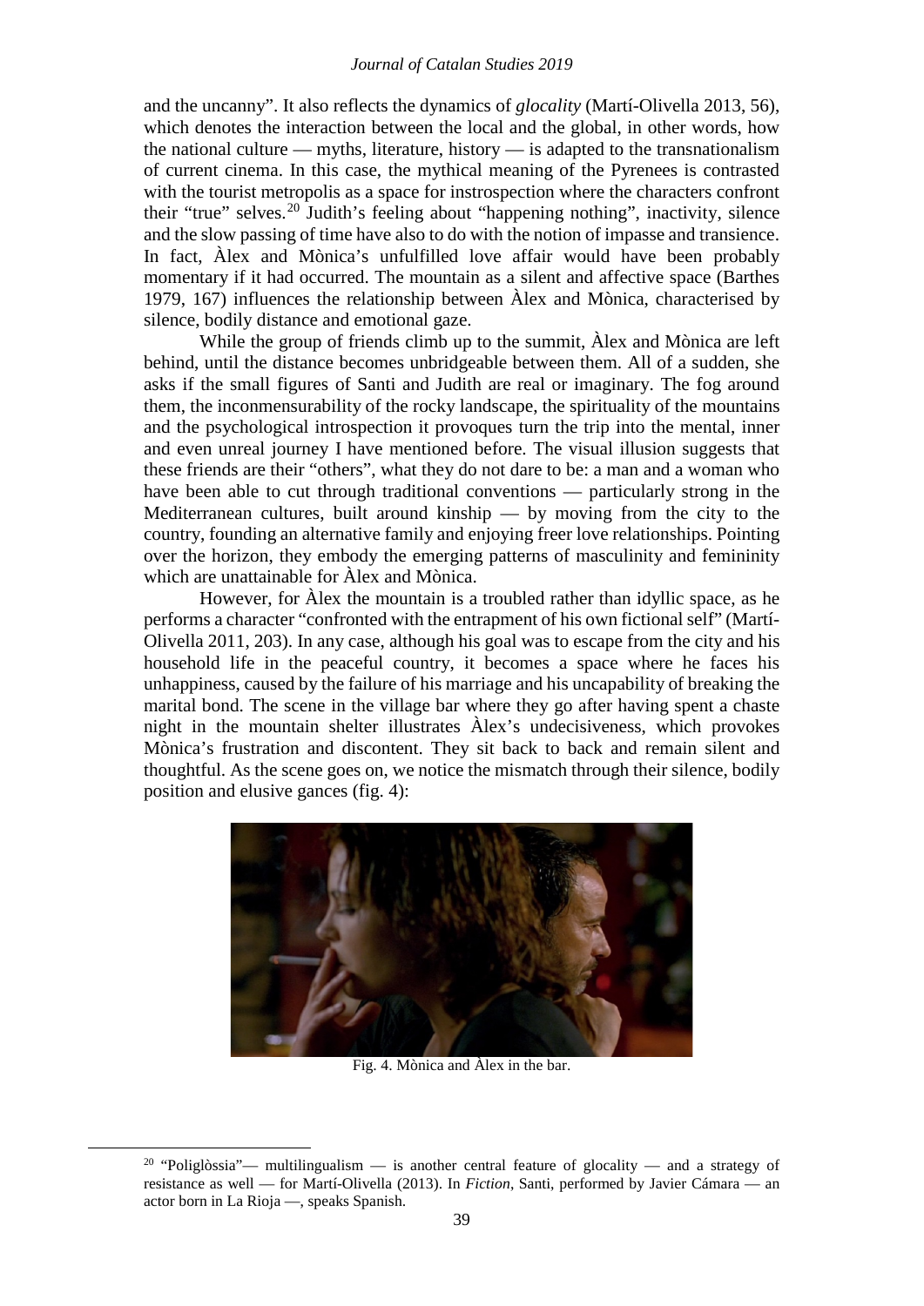and the uncanny". It also reflects the dynamics of *glocality* (Martí-Olivella 2013, 56), which denotes the interaction between the local and the global, in other words, how the national culture — myths, literature, history — is adapted to the transnationalism of current cinema. In this case, the mythical meaning of the Pyrenees is contrasted with the tourist metropolis as a space for instrospection where the characters confront their "true" selves.[20] Judith's feeling about "happening nothing", inactivity, silence and the slow passing of time have also to do with the notion of impasse and transience. In fact, Àlex and Mònica's unfulfilled love affair would have been probably momentary if it had occurred. The mountain as a silent and affective space (Barthes 1979, 167) influences the relationship between Àlex and Mònica, characterised by silence, bodily distance and emotional gaze.

While the group of friends climb up to the summit, Àlex and Mònica are left behind, until the distance becomes unbridgeable between them. All of a sudden, she asks if the small figures of Santi and Judith are real or imaginary. The fog around them, the inconmensurability of the rocky landscape, the spirituality of the mountains and the psychological introspection it provoques turn the trip into the mental, inner and even unreal journey I have mentioned before. The visual illusion suggests that these friends are their "others", what they do not dare to be: a man and a woman who have been able to cut through traditional conventions — particularly strong in the Mediterranean cultures, built around kinship — by moving from the city to the country, founding an alternative family and enjoying freer love relationships. Pointing over the horizon, they embody the emerging patterns of masculinity and femininity which are unattainable for Àlex and Mònica.

However, for Àlex the mountain is a troubled rather than idyllic space, as he performs a character "confronted with the entrapment of his own fictional self" (Martí-Olivella 2011, 203). In any case, although his goal was to escape from the city and his household life in the peaceful country, it becomes a space where he faces his unhappiness, caused by the failure of his marriage and his uncapability of breaking the marital bond. The scene in the village bar where they go after having spent a chaste night in the mountain shelter illustrates Àlex's undecisiveness, which provokes Mònica's frustration and discontent. They sit back to back and remain silent and thoughtful. As the scene goes on, we notice the mismatch through their silence, bodily position and elusive gances (fig. 4):

Fig. 4. Mònica and Àlex in the bar.

[20] "Poliglòssia"— multilingualism — is another central feature of glocality — and a strategy of resistance as well — for Martí-Olivella (2013). In *Fiction*, Santi, performed by Javier Cámara — an actor born in La Rioja —, speaks Spanish.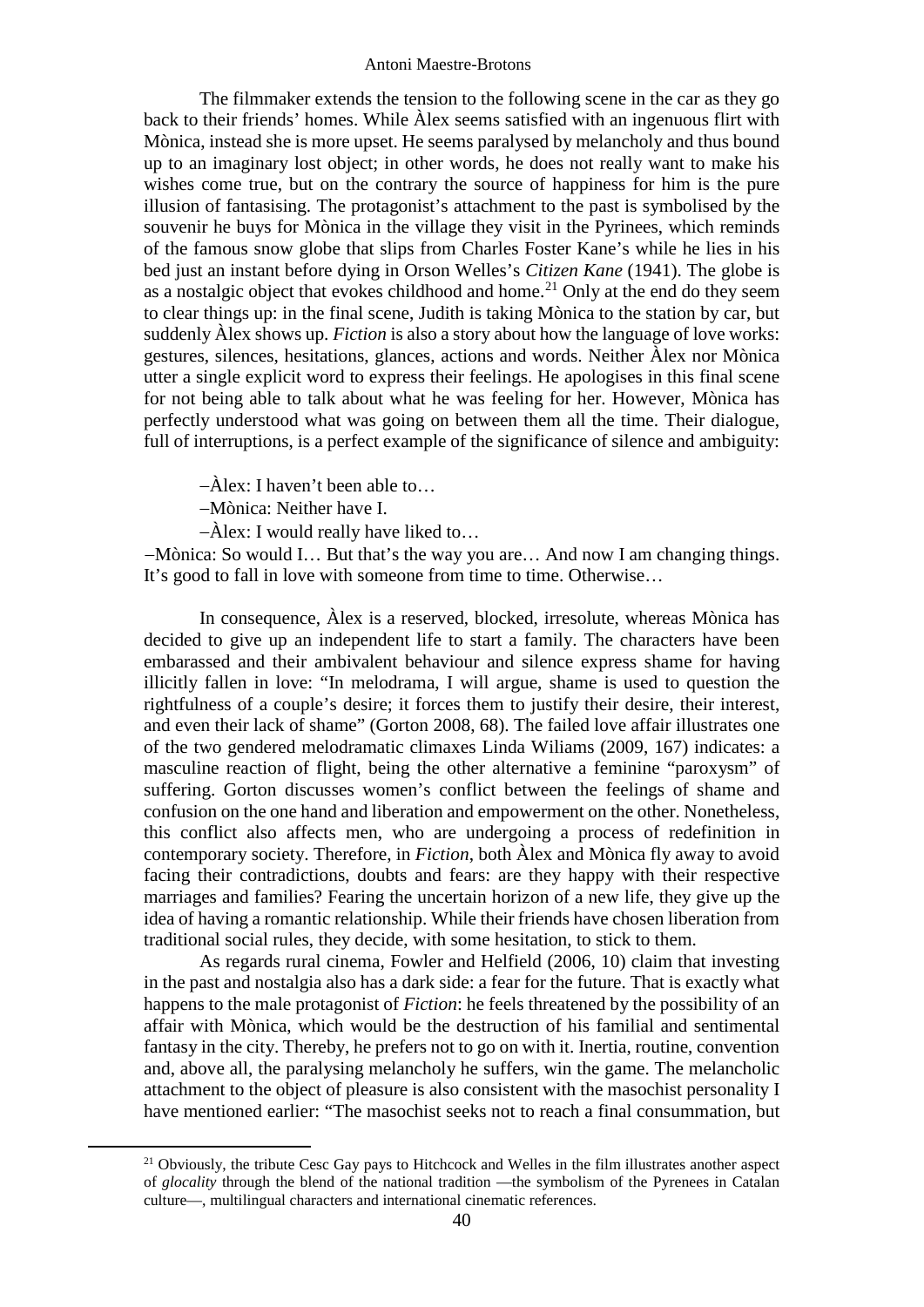The filmmaker extends the tension to the following scene in the car as they go back to their friends' homes. While Àlex seems satisfied with an ingenuous flirt with Mònica, instead she is more upset. He seems paralysed by melancholy and thus bound up to an imaginary lost object; in other words, he does not really want to make his wishes come true, but on the contrary the source of happiness for him is the pure illusion of fantasising. The protagonist's attachment to the past is symbolised by the souvenir he buys for Mònica in the village they visit in the Pyrenees, which reminds of the famous snow globe that slips from Charles Foster Kane's while he lies in his bed just an instant before dying in Orson Welles's *Citizen Kane* (1941). The globe is as a nostalgic object that evokes childhood and home.[21] Only at the end do they seem to clear things up: in the final scene, Judith is taking Mònica to the station by car, but suddenly Àlex shows up. *Fiction* is also a story about how the language of love works: gestures, silences, hesitations, glances, actions and words. Neither Àlex nor Mònica utter a single explicit word to express their feelings. He apologises in this final scene for not being able to talk about what he was feeling for her. However, Mònica has perfectly understood what was going on between them all the time. Their dialogue, full of interruptions, is a perfect example of the significance of silence and ambiguity:

–Àlex: I haven't been able to…

–Mònica: Neither have I.

–Àlex: I would really have liked to…

–Mònica: So would I… But that's the way you are… And now I am changing things. It's good to fall in love with someone from time to time. Otherwise…

In consequence, Àlex is a reserved, blocked, irresolute, whereas Mònica has decided to give up an independent life to start a family. The characters have been embarassed and their ambivalent behaviour and silence express shame for having illicitly fallen in love: "In melodrama, I will argue, shame is used to question the rightfulness of a couple's desire; it forces them to justify their desire, their interest, and even their lack of shame" (Gorton 2008, 68). The failed love affair illustrates one of the two gendered melodramatic climaxes Linda Wiliams (2009, 167) indicates: a masculine reaction of flight, being the other alternative a feminine "paroxysm" of suffering. Gorton discusses women's conflict between the feelings of shame and confusion on the one hand and liberation and empowerment on the other. Nonetheless, this conflict also affects men, who are undergoing a process of redefinition in contemporary society. Therefore, in *Fiction*, both Àlex and Mònica fly away to avoid facing their contradictions, doubts and fears: are they happy with their respective marriages and families? Fearing the uncertain horizon of a new life, they give up the idea of having a romantic relationship. While their friends have chosen liberation from traditional social rules, they decide, with some hesitation, to stick to them.

As regards rural cinema, Fowler and Helfield (2006, 10) claim that investing in the past and nostalgia also has a dark side: a fear for the future. That is exactly what happens to the male protagonist of *Fiction*: he feels threatened by the possibility of an affair with Mònica, which would be the destruction of his familial and sentimental fantasy in the city. Thereby, he prefers not to go on with it. Inertia, routine, convention and, above all, the paralysing melancholy he suffers, win the game. The melancholic attachment to the object of pleasure is also consistent with the masochist personality I have mentioned earlier: "The masochist seeks not to reach a final consummation, but

[21] Obviously, the tribute Cesc Gay pays to Hitchcock and Welles in the film illustrates another aspect of *glocality* through the blend of the national tradition —the symbolism of the Pyrenees in Catalan culture—, multilingual characters and international cinematic references.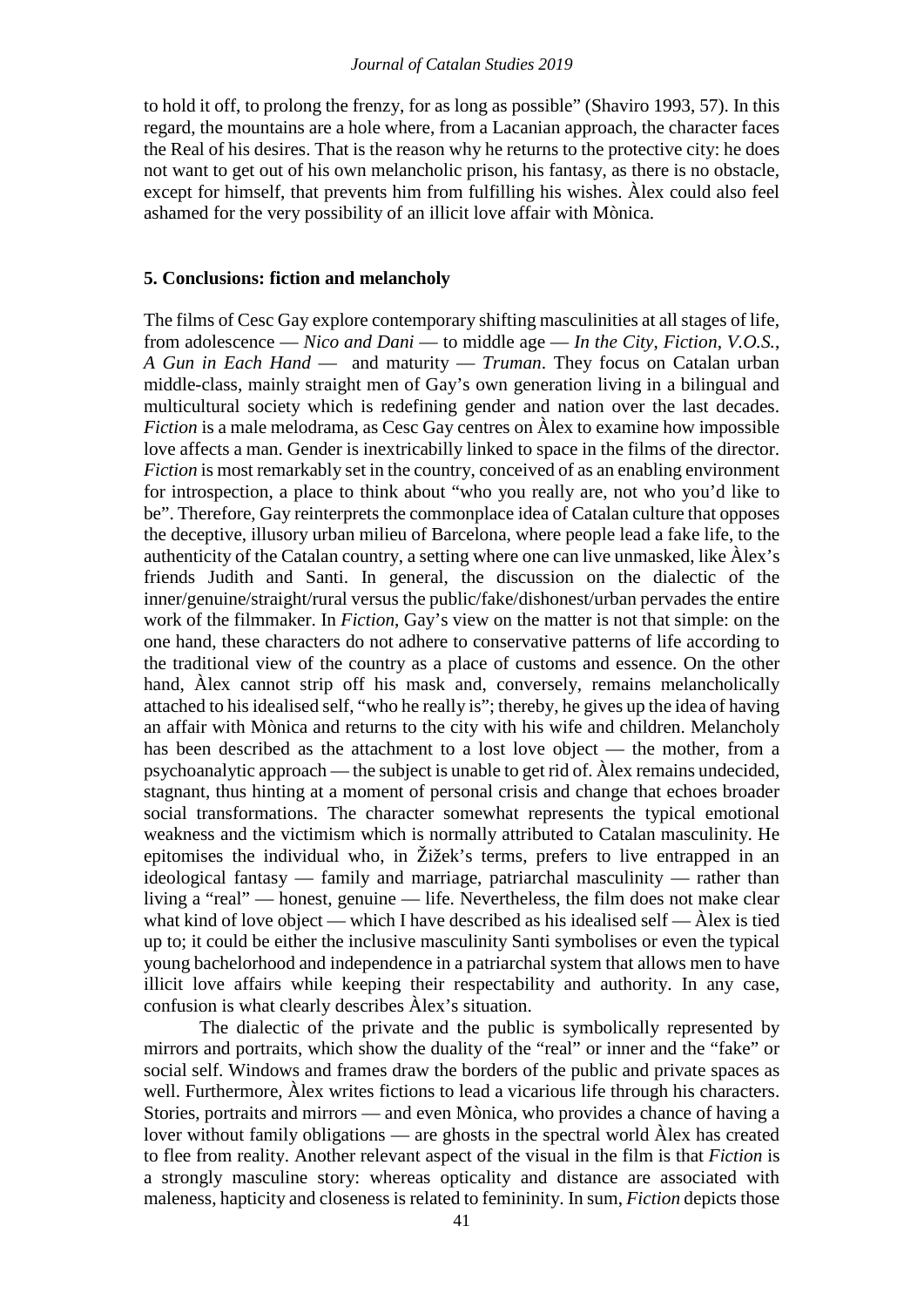to hold it off, to prolong the frenzy, for as long as possible" (Shaviro 1993, 57). In this regard, the mountains are a hole where, from a Lacanian approach, the character faces the Real of his desires. That is the reason why he returns to the protective city: he does not want to get out of his own melancholic prison, his fantasy, as there is no obstacle, except for himself, that prevents him from fulfilling his wishes. Àlex could also feel ashamed for the very possibility of an illicit love affair with Mònica.

## 5. Conclusions: fiction and melancholy

The films of Cesc Gay explore contemporary shifting masculinities at all stages of life, from adolescence — *Nico and Dani* — to middle age — *In the City*, *Fiction*, *V.O.S.*, *A Gun in Each Hand* — and maturity — *Truman*. They focus on Catalan urban middle-class, mainly straight men of Gay's own generation living in a bilingual and multicultural society which is redefining gender and nation over the last decades. *Fiction* is a male melodrama, as Cesc Gay centres on Àlex to examine how impossible love affects a man. Gender is inextricabilly linked to space in the films of the director. *Fiction* is most remarkably set in the country, conceived of as an enabling environment for introspection, a place to think about "who you really are, not who you'd like to be". Therefore, Gay reinterprets the commonplace idea of Catalan culture that opposes the deceptive, illusory urban milieu of Barcelona, where people lead a fake life, to the authenticity of the Catalan country, a setting where one can live unmasked, like Àlex's friends Judith and Santi. In general, the discussion on the dialectic of the inner/genuine/straight/rural versus the public/fake/dishonest/urban pervades the entire work of the filmmaker. In *Fiction*, Gay's view on the matter is not that simple: on the one hand, these characters do not adhere to conservative patterns of life according to the traditional view of the country as a place of customs and essence. On the other hand, Àlex cannot strip off his mask and, conversely, remains melancholically attached to his idealised self, "who he really is"; thereby, he gives up the idea of having an affair with Mònica and returns to the city with his wife and children. Melancholy has been described as the attachment to a lost love object — the mother, from a psychoanalytic approach — the subject is unable to get rid of. Àlex remains undecided, stagnant, thus hinting at a moment of personal crisis and change that echoes broader social transformations. The character somewhat represents the typical emotional weakness and the victimism which is normally attributed to Catalan masculinity. He epitomises the individual who, in Žižek's terms, prefers to live entrapped in an ideological fantasy — family and marriage, patriarchal masculinity — rather than living a "real" — honest, genuine — life. Nevertheless, the film does not make clear what kind of love object — which I have described as his idealised self — Àlex is tied up to; it could be either the inclusive masculinity Santi symbolises or even the typical young bachelorhood and independence in a patriarchal system that allows men to have illicit love affairs while keeping their respectability and authority. In any case, confusion is what clearly describes Àlex's situation.

The dialectic of the private and the public is symbolically represented by mirrors and portraits, which show the duality of the "real" or inner and the "fake" or social self. Windows and frames draw the borders of the public and private spaces as well. Furthermore, Àlex writes fictions to lead a vicarious life through his characters. Stories, portraits and mirrors — and even Mònica, who provides a chance of having a lover without family obligations — are ghosts in the spectral world Àlex has created to flee from reality. Another relevant aspect of the visual in the film is that *Fiction* is a strongly masculine story: whereas opticality and distance are associated with maleness, hapticity and closeness is related to femininity. In sum, *Fiction* depicts those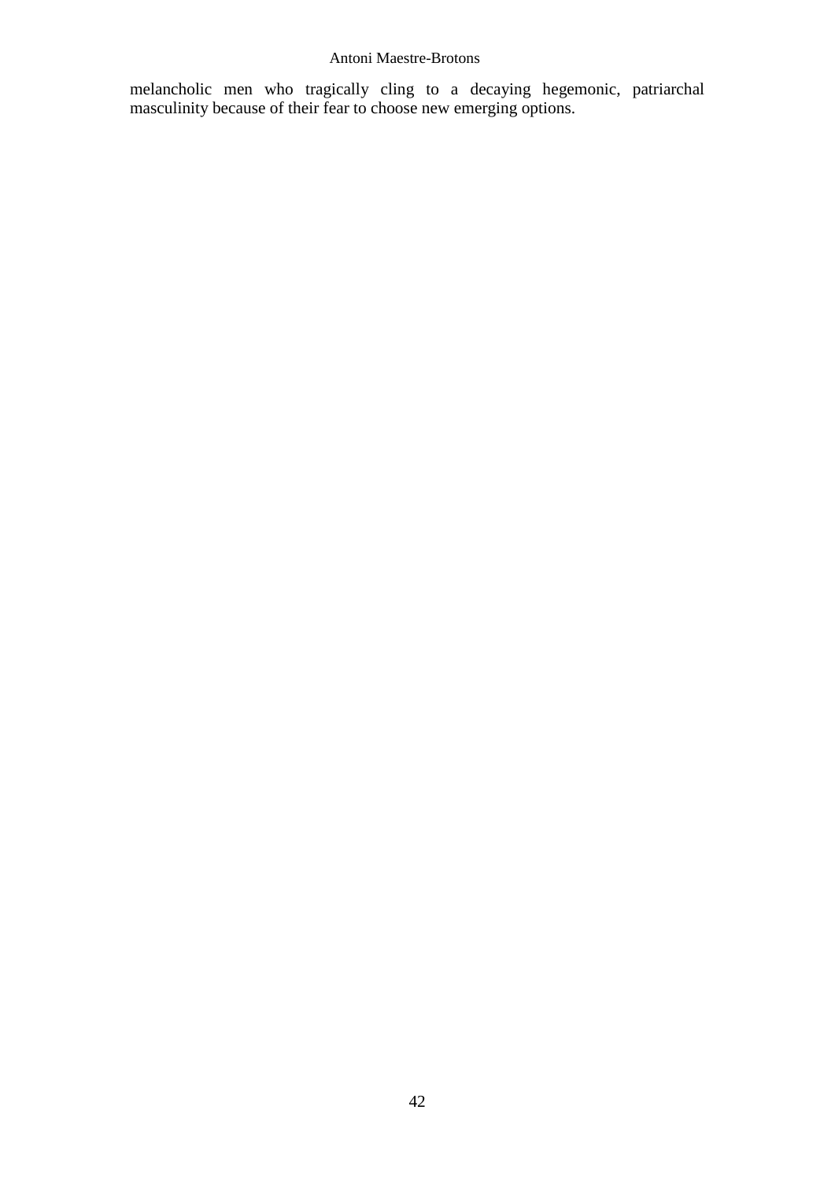melancholic men who tragically cling to a decaying hegemonic, patriarchal masculinity because of their fear to choose new emerging options.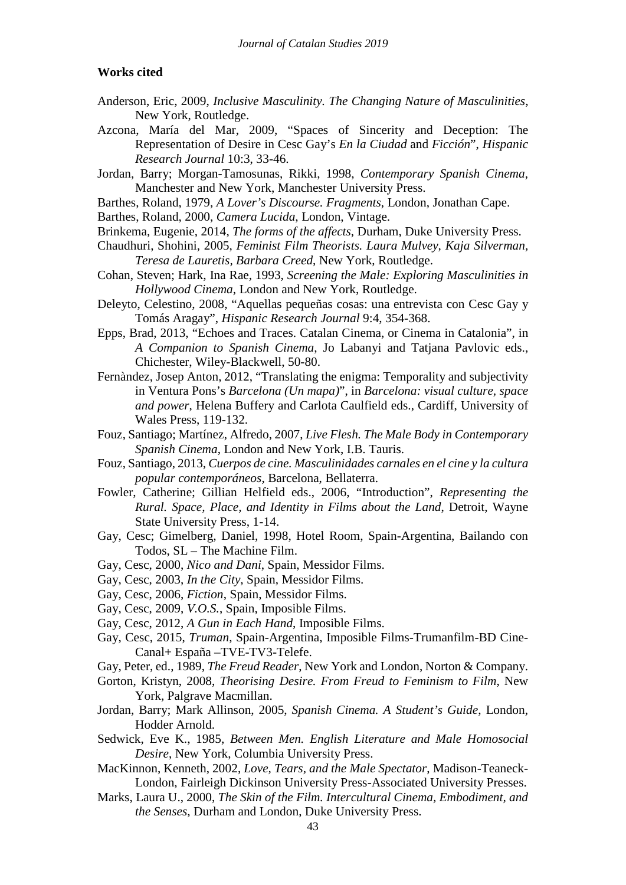**Works cited**

Anderson, Eric, 2009, *Inclusive Masculinity. The Changing Nature of Masculinities*, New York, Routledge.

Azcona, María del Mar, 2009, "Spaces of Sincerity and Deception: The Representation of Desire in Cesc Gay's *En la Ciudad* and *Ficción*", *Hispanic Research Journal* 10:3, 33-46.

Jordan, Barry; Morgan-Tamosunas, Rikki, 1998, *Contemporary Spanish Cinema*, Manchester and New York, Manchester University Press.

Barthes, Roland, 1979, *A Lover's Discourse. Fragments*, London, Jonathan Cape.

Barthes, Roland, 2000, *Camera Lucida*, London, Vintage.

Brinkema, Eugenie, 2014, *The forms of the affects*, Durham, Duke University Press.

Chaudhuri, Shohini, 2005, *Feminist Film Theorists. Laura Mulvey, Kaja Silverman, Teresa de Lauretis, Barbara Creed*, New York, Routledge.

Cohan, Steven; Hark, Ina Rae, 1993, *Screening the Male: Exploring Masculinities in Hollywood Cinema*, London and New York, Routledge.

Deleyto, Celestino, 2008, "Aquellas pequeñas cosas: una entrevista con Cesc Gay y Tomás Aragay", *Hispanic Research Journal* 9:4, 354-368.

Epps, Brad, 2013, "Echoes and Traces. Catalan Cinema, or Cinema in Catalonia", in *A Companion to Spanish Cinema*, Jo Labanyi and Tatjana Pavlovic eds., Chichester, Wiley-Blackwell, 50-80.

Fernàndez, Josep Anton, 2012, "Translating the enigma: Temporality and subjectivity in Ventura Pons's *Barcelona (Un mapa)*", in *Barcelona: visual culture, space and power*, Helena Buffery and Carlota Caulfield eds., Cardiff, University of Wales Press, 119-132.

Fouz, Santiago; Martínez, Alfredo, 2007, *Live Flesh. The Male Body in Contemporary Spanish Cinema*, London and New York, I.B. Tauris.

Fouz, Santiago, 2013, *Cuerpos de cine. Masculinidades carnales en el cine y la cultura popular contemporáneos*, Barcelona, Bellaterra.

Fowler, Catherine; Gillian Helfield eds., 2006, "Introduction", *Representing the Rural. Space, Place, and Identity in Films about the Land*, Detroit, Wayne State University Press, 1-14.

Gay, Cesc; Gimelberg, Daniel, 1998, Hotel Room, Spain-Argentina, Bailando con Todos, SL – The Machine Film.

Gay, Cesc, 2000, *Nico and Dani*, Spain, Messidor Films.

Gay, Cesc, 2003, *In the City*, Spain, Messidor Films.

Gay, Cesc, 2006, *Fiction*, Spain, Messidor Films.

Gay, Cesc, 2009, *V.O.S.*, Spain, Imposible Films.

Gay, Cesc, 2012, *A Gun in Each Hand*, Imposible Films.

Gay, Cesc, 2015, *Truman*, Spain-Argentina, Imposible Films-Trumanfilm-BD Cine-Canal+ España –TVE-TV3-Telefe.

Gay, Peter, ed., 1989, *The Freud Reader*, New York and London, Norton & Company.

Gorton, Kristyn, 2008, *Theorising Desire. From Freud to Feminism to Film*, New York, Palgrave Macmillan.

Jordan, Barry; Mark Allinson, 2005, *Spanish Cinema. A Student's Guide*, London, Hodder Arnold.

Sedwick, Eve K., 1985, *Between Men. English Literature and Male Homosocial Desire*, New York, Columbia University Press.

MacKinnon, Kenneth, 2002, *Love, Tears, and the Male Spectator*, Madison-Teaneck-London, Fairleigh Dickinson University Press-Associated University Presses.

Marks, Laura U., 2000, *The Skin of the Film. Intercultural Cinema, Embodiment, and the Senses*, Durham and London, Duke University Press.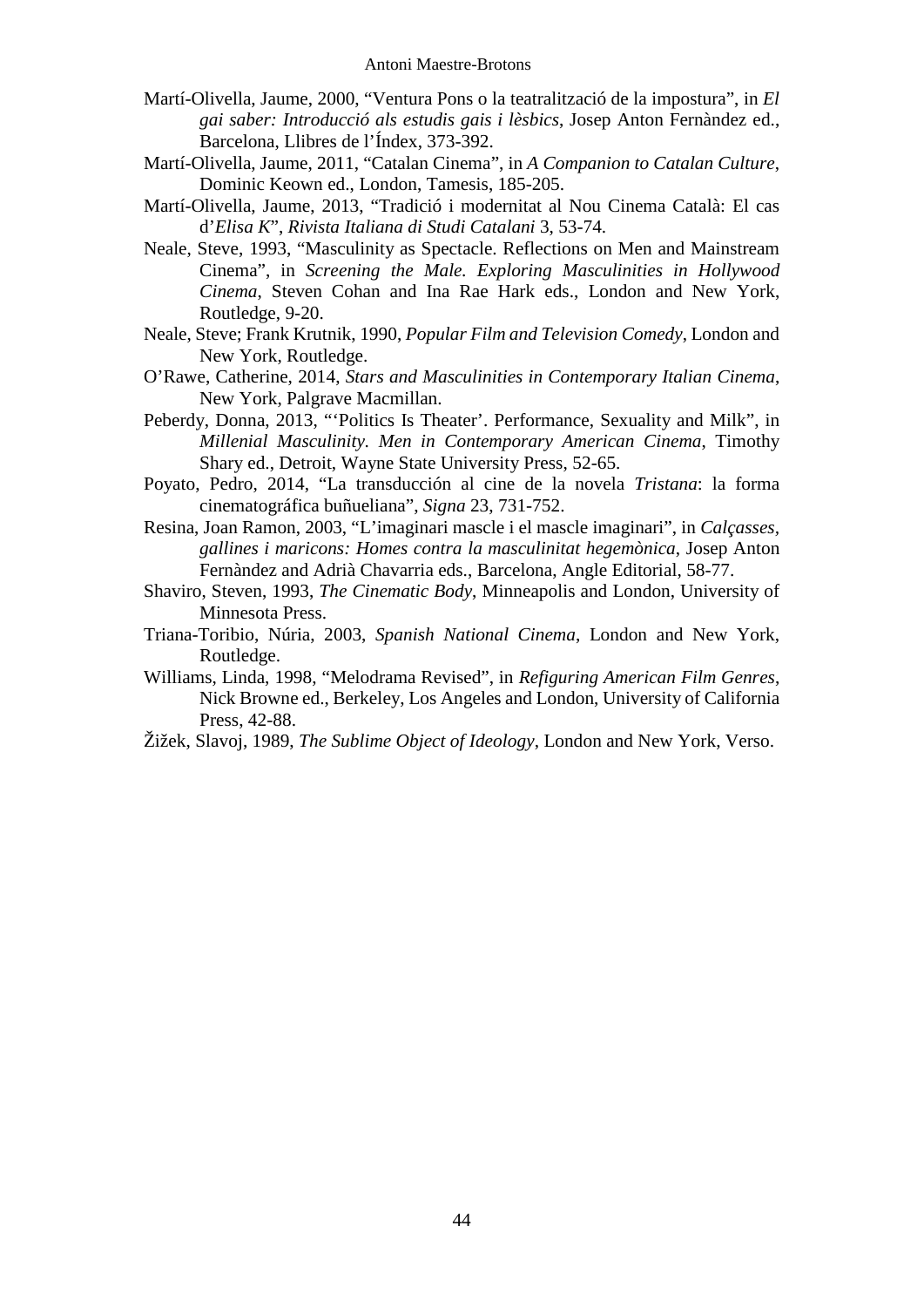Martí-Olivella, Jaume, 2000, "Ventura Pons o la teatralització de la impostura", in *El gai saber: Introducció als estudis gais i lèsbics*, Josep Anton Fernàndez ed., Barcelona, Llibres de l'Índex, 373-392.

Martí-Olivella, Jaume, 2011, "Catalan Cinema", in *A Companion to Catalan Culture*, Dominic Keown ed., London, Tamesis, 185-205.

Martí-Olivella, Jaume, 2013, "Tradició i modernitat al Nou Cinema Català: El cas d'*Elisa K*", *Rivista Italiana di Studi Catalani* 3, 53-74.

Neale, Steve, 1993, "Masculinity as Spectacle. Reflections on Men and Mainstream Cinema", in *Screening the Male. Exploring Masculinities in Hollywood Cinema*, Steven Cohan and Ina Rae Hark eds., London and New York, Routledge, 9-20.

Neale, Steve; Frank Krutnik, 1990, *Popular Film and Television Comedy*, London and New York, Routledge.

O'Rawe, Catherine, 2014, *Stars and Masculinities in Contemporary Italian Cinema*, New York, Palgrave Macmillan.

Peberdy, Donna, 2013, "'Politics Is Theater'. Performance, Sexuality and Milk", in *Millenial Masculinity. Men in Contemporary American Cinema*, Timothy Shary ed., Detroit, Wayne State University Press, 52-65.

Poyato, Pedro, 2014, "La transducción al cine de la novela *Tristana*: la forma cinematográfica buñueliana", *Signa* 23, 731-752.

Resina, Joan Ramon, 2003, "L'imaginari mascle i el mascle imaginari", in *Calçasses, gallines i maricons: Homes contra la masculinitat hegemònica*, Josep Anton Fernàndez and Adrià Chavarria eds., Barcelona, Angle Editorial, 58-77.

Shaviro, Steven, 1993, *The Cinematic Body*, Minneapolis and London, University of Minnesota Press.

Triana-Toribio, Núria, 2003, *Spanish National Cinema*, London and New York, Routledge.

Williams, Linda, 1998, "Melodrama Revised", in *Refiguring American Film Genres*, Nick Browne ed., Berkeley, Los Angeles and London, University of California Press, 42-88.

Žižek, Slavoj, 1989, *The Sublime Object of Ideology*, London and New York, Verso.